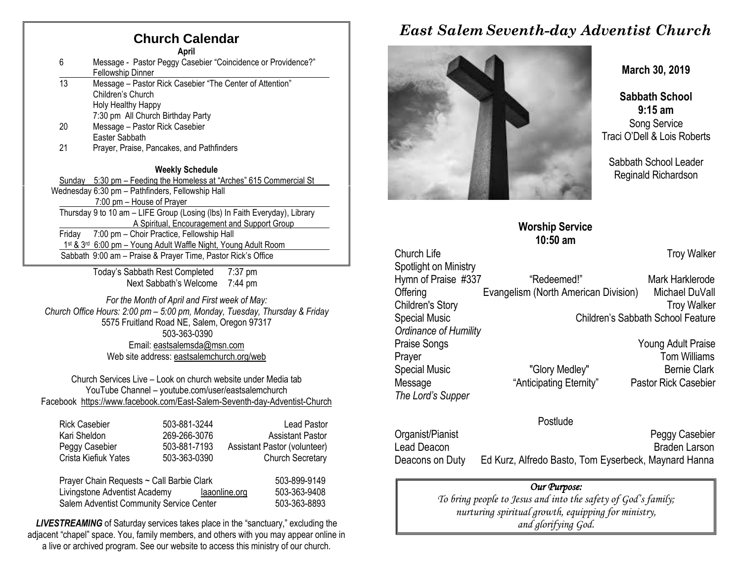## Church Calendar

**April**

| | |
|---|---|
| 6 | Message - Pastor Peggy Casebier "Coincidence or Providence?"<br>Fellowship Dinner |
| 13 | Message – Pastor Rick Casebier "The Center of Attention"<br>Children's Church<br>Holy Healthy Happy<br>7:30 pm All Church Birthday Party |
| 20 | Message – Pastor Rick Casebier<br>Easter Sabbath |
| 21 | Prayer, Praise, Pancakes, and Pathfinders |

**Weekly Schedule**

Sunday 5:30 pm – Feeding the Homeless at "Arches" 615 Commercial St

Wednesday 6:30 pm – Pathfinders, Fellowship Hall
7:00 pm – House of Prayer

Thursday 9 to 10 am – LIFE Group (Losing (lbs) In Faith Everyday), Library
A Spiritual, Encouragement and Support Group

Friday 7:00 pm – Choir Practice, Fellowship Hall
1st & 3rd 6:00 pm – Young Adult Waffle Night, Young Adult Room

Sabbath 9:00 am – Praise & Prayer Time, Pastor Rick's Office

Today's Sabbath Rest Completed 7:37 pm
Next Sabbath's Welcome 7:44 pm

*For the Month of April and First week of May:*
*Church Office Hours: 2:00 pm – 5:00 pm, Monday, Tuesday, Thursday & Friday*
5575 Fruitland Road NE, Salem, Oregon 97317
503-363-0390
Email: eastsalemsda@msn.com
Web site address: eastsalemchurch.org/web

Church Services Live – Look on church website under Media tab
YouTube Channel – youtube.com/user/eastsalemchurch
Facebook https://www.facebook.com/East-Salem-Seventh-day-Adventist-Church

| | | |
|---|---|---|
| Rick Casebier | 503-881-3244 | Lead Pastor |
| Kari Sheldon | 269-266-3076 | Assistant Pastor |
| Peggy Casebier | 503-881-7193 | Assistant Pastor (volunteer) |
| Crista Kiefiuk Yates | 503-363-0390 | Church Secretary |

| | | |
|---|---|---|
| Prayer Chain Requests ~ Call Barbie Clark | | 503-899-9149 |
| Livingstone Adventist Academy | laaonline.org | 503-363-9408 |
| Salem Adventist Community Service Center | | 503-363-8893 |

***LIVESTREAMING*** of Saturday services takes place in the "sanctuary," excluding the adjacent "chapel" space. You, family members, and others with you may appear online in a live or archived program. See our website to access this ministry of our church.

# *East Salem Seventh-day Adventist Church*

**March 30, 2019**

**Sabbath School**
**9:15 am**
Song Service
Traci O'Dell & Lois Roberts

Sabbath School Leader
Reginald Richardson

**Worship Service**
**10:50 am**

| | | |
|---|---|---|
| Church Life | | Troy Walker |
| Spotlight on Ministry | | |
| Hymn of Praise #337 | "Redeemed!" | Mark Harklerode |
| Offering | Evangelism (North American Division) | Michael DuVall |
| Children's Story | | Troy Walker |
| Special Music | | Children's Sabbath School Feature |
| *Ordinance of Humility* | | |
| Praise Songs | | Young Adult Praise |
| Prayer | | Tom Williams |
| Special Music | "Glory Medley" | Bernie Clark |
| Message | "Anticipating Eternity" | Pastor Rick Casebier |
| *The Lord's Supper* | | |

Postlude

| | |
|---|---|
| Organist/Pianist | Peggy Casebier |
| Lead Deacon | Braden Larson |
| Deacons on Duty | Ed Kurz, Alfredo Basto, Tom Eyserbeck, Maynard Hanna |

*Our Purpose:*
*To bring people to Jesus and into the safety of God's family; nurturing spiritual growth, equipping for ministry, and glorifying God.*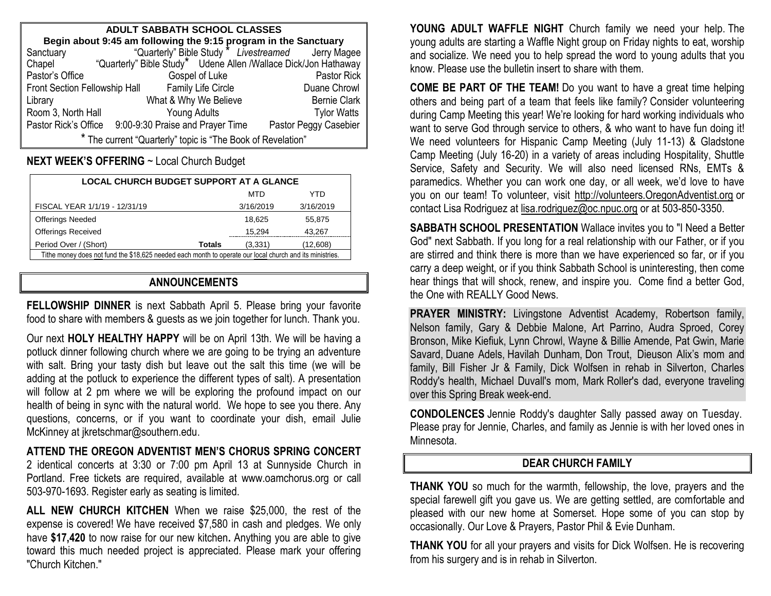## ADULT SABBATH SCHOOL CLASSES

**Begin about 9:45 am following the 9:15 program in the Sanctuary**

| Location | Class | Teacher |
|---|---|---|
| Sanctuary | "Quarterly" Bible Study * *Livestreamed* | Jerry Magee |
| Chapel | "Quarterly" Bible Study* | Udene Allen /Wallace Dick/Jon Hathaway |
| Pastor's Office | Gospel of Luke | Pastor Rick |
| Front Section Fellowship Hall | Family Life Circle | Duane Chrowl |
| Library | What & Why We Believe | Bernie Clark |
| Room 3, North Hall | Young Adults | Tylor Watts |
| Pastor Rick's Office | 9:00-9:30 Praise and Prayer Time | Pastor Peggy Casebier |

* The current "Quarterly" topic is "The Book of Revelation"

**NEXT WEEK'S OFFERING** ~ Local Church Budget

| LOCAL CHURCH BUDGET SUPPORT AT A GLANCE | | MTD | YTD |
|---|---|---|---|
| FISCAL YEAR 1/1/19 - 12/31/19 | | 3/16/2019 | 3/16/2019 |
| Offerings Needed | | 18,625 | 55,875 |
| Offerings Received | | 15,294 | 43,267 |
| Period Over / (Short) | **Totals** | (3,331) | (12,608) |

Tithe money does not fund the $18,625 needed each month to operate our local church and its ministries.

## ANNOUNCEMENTS

**FELLOWSHIP DINNER** is next Sabbath April 5. Please bring your favorite food to share with members & guests as we join together for lunch. Thank you.

Our next **HOLY HEALTHY HAPPY** will be on April 13th. We will be having a potluck dinner following church where we are going to be trying an adventure with salt. Bring your tasty dish but leave out the salt this time (we will be adding at the potluck to experience the different types of salt). A presentation will follow at 2 pm where we will be exploring the profound impact on our health of being in sync with the natural world. We hope to see you there. Any questions, concerns, or if you want to coordinate your dish, email Julie McKinney at jkretschmar@southern.edu.

**ATTEND THE OREGON ADVENTIST MEN'S CHORUS SPRING CONCERT** 2 identical concerts at 3:30 or 7:00 pm April 13 at Sunnyside Church in Portland. Free tickets are required, available at www.oamchorus.org or call 503-970-1693. Register early as seating is limited.

**ALL NEW CHURCH KITCHEN** When we raise $25,000, the rest of the expense is covered! We have received $7,580 in cash and pledges. We only have **$17,420** to now raise for our new kitchen**.** Anything you are able to give toward this much needed project is appreciated. Please mark your offering "Church Kitchen."

**YOUNG ADULT WAFFLE NIGHT** Church family we need your help. The young adults are starting a Waffle Night group on Friday nights to eat, worship and socialize. We need you to help spread the word to young adults that you know. Please use the bulletin insert to share with them.

**COME BE PART OF THE TEAM!** Do you want to have a great time helping others and being part of a team that feels like family? Consider volunteering during Camp Meeting this year! We're looking for hard working individuals who want to serve God through service to others, & who want to have fun doing it! We need volunteers for Hispanic Camp Meeting (July 11-13) & Gladstone Camp Meeting (July 16-20) in a variety of areas including Hospitality, Shuttle Service, Safety and Security. We will also need licensed RNs, EMTs & paramedics. Whether you can work one day, or all week, we'd love to have you on our team! To volunteer, visit http://volunteers.OregonAdventist.org or contact Lisa Rodriguez at lisa.rodriguez@oc.npuc.org or at 503-850-3350.

**SABBATH SCHOOL PRESENTATION** Wallace invites you to "I Need a Better God" next Sabbath. If you long for a real relationship with our Father, or if you are stirred and think there is more than we have experienced so far, or if you carry a deep weight, or if you think Sabbath School is uninteresting, then come hear things that will shock, renew, and inspire you. Come find a better God, the One with REALLY Good News.

**PRAYER MINISTRY:** Livingstone Adventist Academy, Robertson family, Nelson family, Gary & Debbie Malone, Art Parrino, Audra Sproed, Corey Bronson, Mike Kiefiuk, Lynn Chrowl, Wayne & Billie Amende, Pat Gwin, Marie Savard, Duane Adels, Havilah Dunham, Don Trout, Dieuson Alix's mom and family, Bill Fisher Jr & Family, Dick Wolfsen in rehab in Silverton, Charles Roddy's health, Michael Duvall's mom, Mark Roller's dad, everyone traveling over this Spring Break week-end.

**CONDOLENCES** Jennie Roddy's daughter Sally passed away on Tuesday. Please pray for Jennie, Charles, and family as Jennie is with her loved ones in Minnesota.

## DEAR CHURCH FAMILY

**THANK YOU** so much for the warmth, fellowship, the love, prayers and the special farewell gift you gave us. We are getting settled, are comfortable and pleased with our new home at Somerset. Hope some of you can stop by occasionally. Our Love & Prayers, Pastor Phil & Evie Dunham.

**THANK YOU** for all your prayers and visits for Dick Wolfsen. He is recovering from his surgery and is in rehab in Silverton.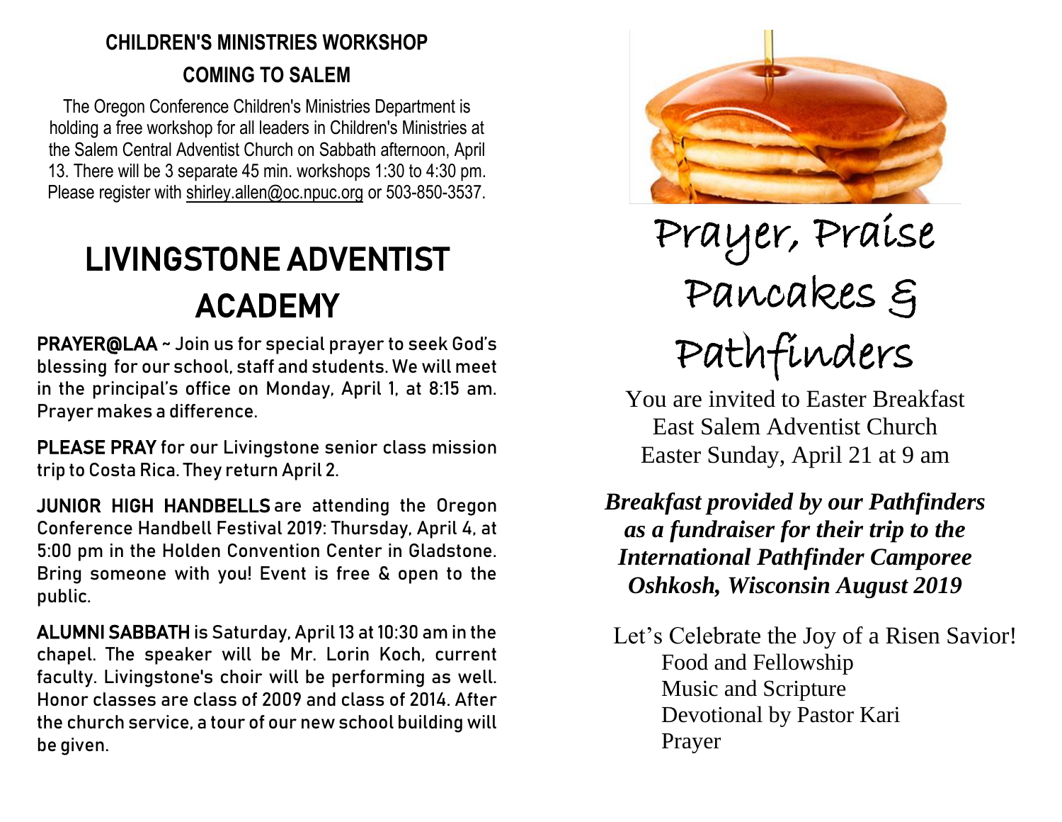## CHILDREN'S MINISTRIES WORKSHOP COMING TO SALEM

The Oregon Conference Children's Ministries Department is holding a free workshop for all leaders in Children's Ministries at the Salem Central Adventist Church on Sabbath afternoon, April 13. There will be 3 separate 45 min. workshops 1:30 to 4:30 pm. Please register with shirley.allen@oc.npuc.org or 503-850-3537.

# LIVINGSTONE ADVENTIST ACADEMY

**PRAYER@LAA** ~ Join us for special prayer to seek God's blessing for our school, staff and students. We will meet in the principal's office on Monday, April 1, at 8:15 am. Prayer makes a difference.

**PLEASE PRAY** for our Livingstone senior class mission trip to Costa Rica. They return April 2.

**JUNIOR HIGH HANDBELLS** are attending the Oregon Conference Handbell Festival 2019: Thursday, April 4, at 5:00 pm in the Holden Convention Center in Gladstone. Bring someone with you! Event is free & open to the public.

**ALUMNI SABBATH** is Saturday, April 13 at 10:30 am in the chapel. The speaker will be Mr. Lorin Koch, current faculty. Livingstone's choir will be performing as well. Honor classes are class of 2009 and class of 2014. After the church service, a tour of our new school building will be given.

# Prayer, Praise Pancakes & Pathfinders

You are invited to Easter Breakfast
East Salem Adventist Church
Easter Sunday, April 21 at 9 am

***Breakfast provided by our Pathfinders as a fundraiser for their trip to the International Pathfinder Camporee Oshkosh, Wisconsin August 2019***

Let's Celebrate the Joy of a Risen Savior!

- Food and Fellowship
- Music and Scripture
- Devotional by Pastor Kari
- Prayer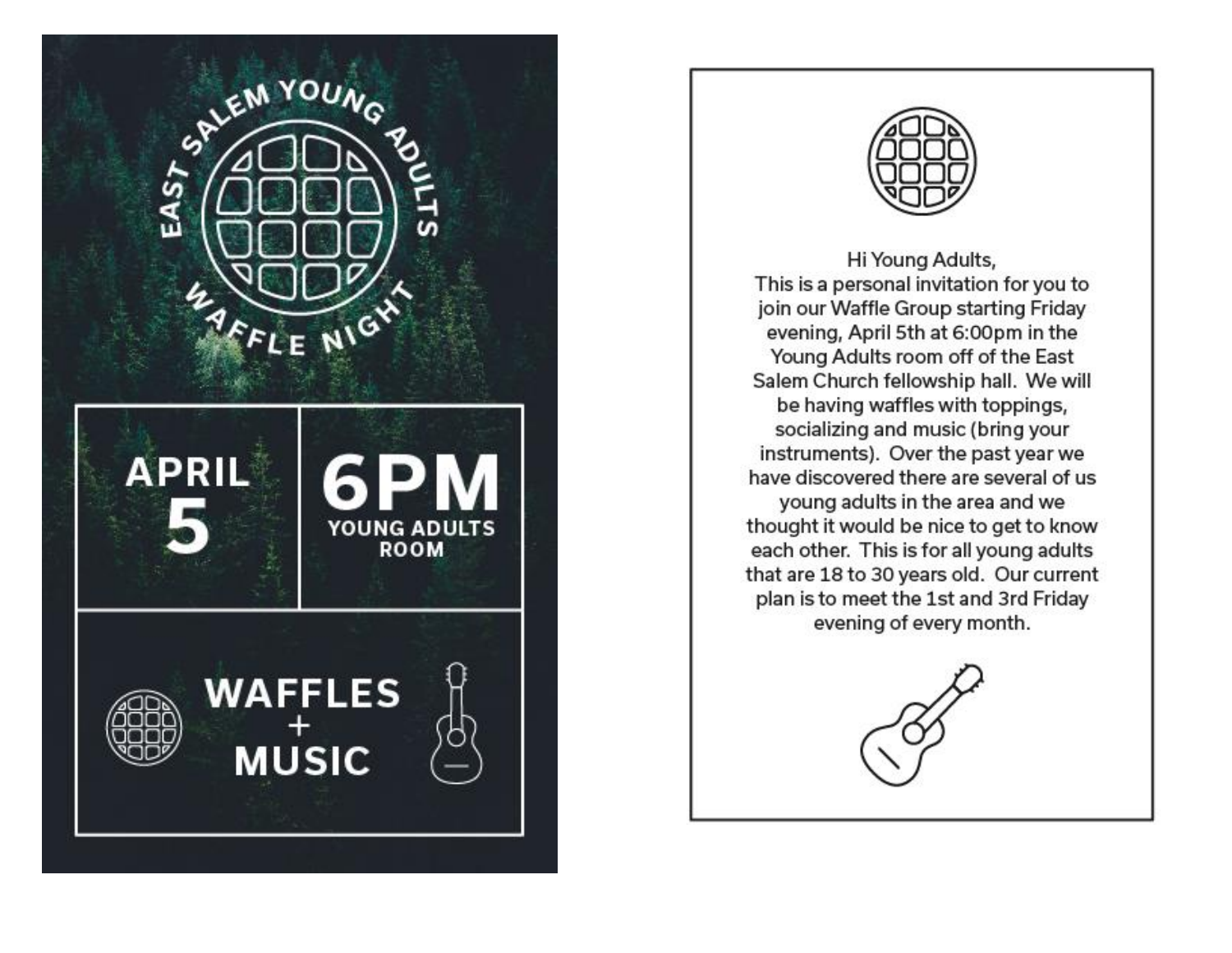# EAST SALEM YOUNG ADULTS WAFFLE NIGHT

| | |
|---|---|
| **APRIL 5** | **6PM** YOUNG ADULTS ROOM |

**WAFFLES + MUSIC**

Hi Young Adults,
This is a personal invitation for you to join our Waffle Group starting Friday evening, April 5th at 6:00pm in the Young Adults room off of the East Salem Church fellowship hall. We will be having waffles with toppings, socializing and music (bring your instruments). Over the past year we have discovered there are several of us young adults in the area and we thought it would be nice to get to know each other. This is for all young adults that are 18 to 30 years old. Our current plan is to meet the 1st and 3rd Friday evening of every month.